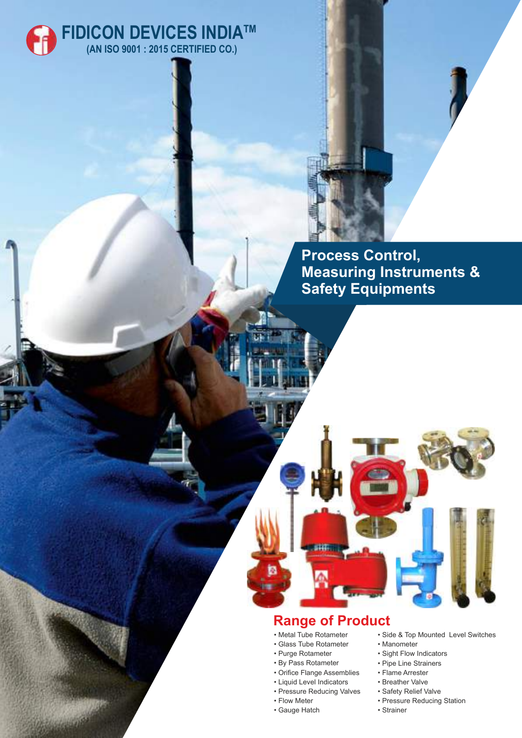# FIDICON DEVICES INDIA™

**(AN ISO 9001 : 2015 CERTIFIED CO.)**

## Process Control, Measuring Instruments & Safety Equipments

## Range of Product

- Metal Tube Rotameter
- Glass Tube Rotameter
- Purge Rotameter
- By Pass Rotameter
- Orifice Flange Assemblies
- Liquid Level Indicators
- Pressure Reducing Valves
- Flow Meter
- Gauge Hatch
- Side & Top Mounted Level Switches
- Manometer
- Sight Flow Indicators
- Pipe Line Strainers
- Flame Arrester
- Breather Valve
- Safety Relief Valve
- Pressure Reducing Station
- Strainer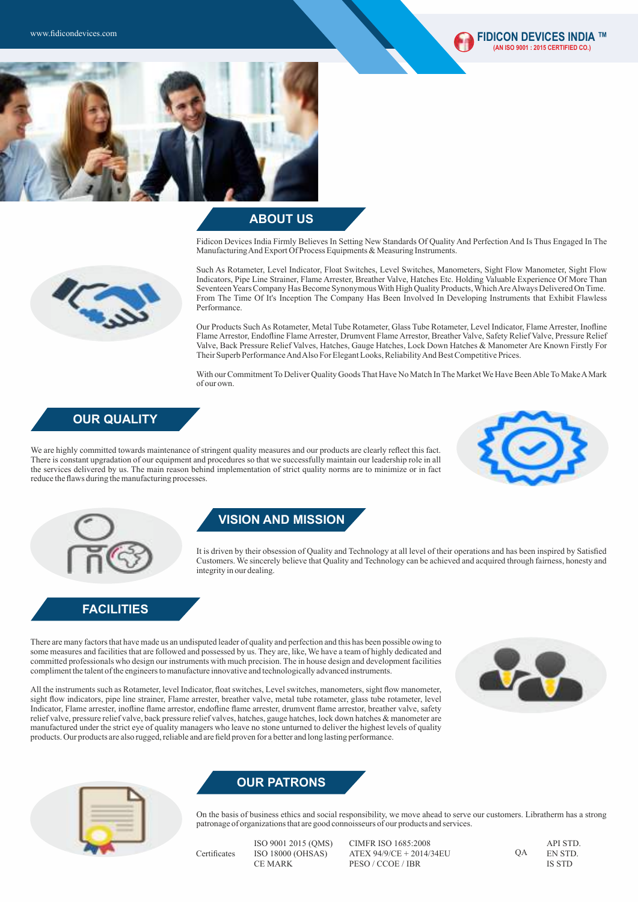## ABOUT US

Fidicon Devices India Firmly Believes In Setting New Standards Of Quality And Perfection And Is Thus Engaged In The Manufacturing And Export Of Process Equipments & Measuring Instruments.

Such As Rotameter, Level Indicator, Float Switches, Level Switches, Manometers, Sight Flow Manometer, Sight Flow Indicators, Pipe Line Strainer, Flame Arrester, Breather Valve, Hatches Etc. Holding Valuable Experience Of More Than Seventeen Years Company Has Become Synonymous With High Quality Products, Which Are Always Delivered On Time. From The Time Of It's Inception The Company Has Been Involved In Developing Instruments that Exhibit Flawless Performance.

Our Products Such As Rotameter, Metal Tube Rotameter, Glass Tube Rotameter, Level Indicator, Flame Arrester, Inofline Flame Arrestor, Endofline Flame Arrester, Drumvent Flame Arrestor, Breather Valve, Safety Relief Valve, Pressure Relief Valve, Back Pressure Relief Valves, Hatches, Gauge Hatches, Lock Down Hatches & Manometer Are Known Firstly For Their Superb Performance And Also For Elegant Looks, Reliability And Best Competitive Prices.

With our Commitment To Deliver Quality Goods That Have No Match In The Market We Have Been Able To Make A Mark of our own.

## OUR QUALITY

We are highly committed towards maintenance of stringent quality measures and our products are clearly reflect this fact. There is constant upgradation of our equipment and procedures so that we successfully maintain our leadership role in all the services delivered by us. The main reason behind implementation of strict quality norms are to minimize or in fact reduce the flaws during the manufacturing processes.

## VISION AND MISSION

It is driven by their obsession of Quality and Technology at all level of their operations and has been inspired by Satisfied Customers. We sincerely believe that Quality and Technology can be achieved and acquired through fairness, honesty and integrity in our dealing.

## FACILITIES

There are many factors that have made us an undisputed leader of quality and perfection and this has been possible owing to some measures and facilities that are followed and possessed by us. They are, like, We have a team of highly dedicated and committed professionals who design our instruments with much precision. The in house design and development facilities compliment the talent of the engineers to manufacture innovative and technologically advanced instruments.

All the instruments such as Rotameter, level Indicator, float switches, Level switches, manometers, sight flow manometer, sight flow indicators, pipe line strainer, Flame arrester, breather valve, metal tube rotameter, glass tube rotameter, level Indicator, Flame arrester, inofline flame arrestor, endofline flame arrester, drumvent flame arrestor, breather valve, safety relief valve, pressure relief valve, back pressure relief valves, hatches, gauge hatches, lock down hatches & manometer are manufactured under the strict eye of quality managers who leave no stone unturned to deliver the highest levels of quality products. Our products are also rugged, reliable and are field proven for a better and long lasting performance.

## OUR PATRONS

On the basis of business ethics and social responsibility, we move ahead to serve our customers. Libratherm has a strong patronage of organizations that are good connoisseurs of our products and services.

| | | | | |
|---|---|---|---|---|
| Certificates | ISO 9001 2015 (QMS)<br>ISO 18000 (OHSAS)<br>CE MARK | CIMFR ISO 1685:2008<br>ATEX 94/9/CE + 2014/34EU<br>PESO / CCOE / IBR | QA | API STD.<br>EN STD.<br>IS STD |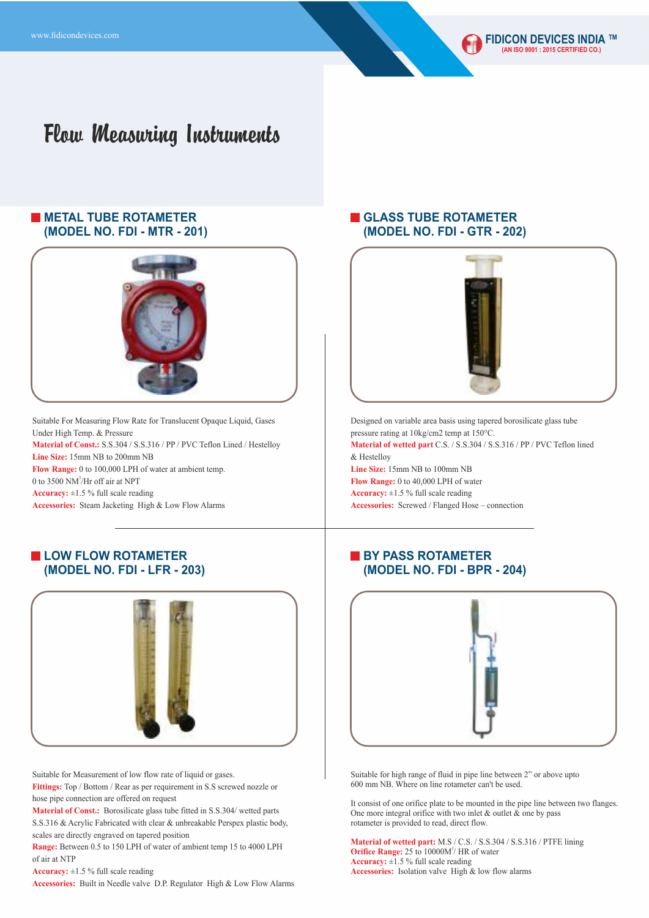# Flow Measuring Instruments

## METAL TUBE ROTAMETER (MODEL NO. FDI - MTR - 201)

Suitable For Measuring Flow Rate for Translucent Opaque Liquid, Gases Under High Temp. & Pressure

**Material of Const.:** S.S.304 / S.S.316 / PP / PVC Teflon Lined / Hestelloy

**Line Size:** 15mm NB to 200mm NB

**Flow Range:** 0 to 100,000 LPH of water at ambient temp.

0 to 3500 $NM^3$/Hr off air at NPT

**Accuracy:** ±1.5 % full scale reading

**Accessories:** Steam Jacketing High & Low Flow Alarms

## GLASS TUBE ROTAMETER (MODEL NO. FDI - GTR - 202)

Designed on variable area basis using tapered borosilicate glass tube pressure rating at 10kg/cm2 temp at 150°C.

**Material of wetted part** C.S. / S.S.304 / S.S.316 / PP / PVC Teflon lined & Hestelloy

**Line Size:** 15mm NB to 100mm NB

**Flow Range:** 0 to 40,000 LPH of water

**Accuracy:** ±1.5 % full scale reading

**Accessories:** Screwed / Flanged Hose – connection

## LOW FLOW ROTAMETER (MODEL NO. FDI - LFR - 203)

Suitable for Measurement of low flow rate of liquid or gases.

**Fittings:** Top / Bottom / Rear as per requirement in S.S screwed nozzle or hose pipe connection are offered on request

**Material of Const.:** Borosilicate glass tube fitted in S.S.304/ wetted parts S.S.316 & Acrylic Fabricated with clear & unbreakable Perspex plastic body, scales are directly engraved on tapered position

**Range:** Between 0.5 to 150 LPH of water of ambient temp 15 to 4000 LPH of air at NTP

**Accuracy:** ±1.5 % full scale reading

**Accessories:** Built in Needle valve D.P. Regulator High & Low Flow Alarms

## BY PASS ROTAMETER (MODEL NO. FDI - BPR - 204)

Suitable for high range of fluid in pipe line between 2" or above upto 600 mm NB. Where on line rotameter can't be used.

It consist of one orifice plate to be mounted in the pipe line between two flanges. One more integral orifice with two inlet & outlet & one by pass rotameter is provided to read, direct flow.

**Material of wetted part:** M.S / C.S. / S.S.304 / S.S.316 / PTFE lining

**Orifice Range:** 25 to 10000$M^3$/ HR of water

**Accuracy:** ±1.5 % full scale reading

**Accessories:** Isolation valve High & low flow alarms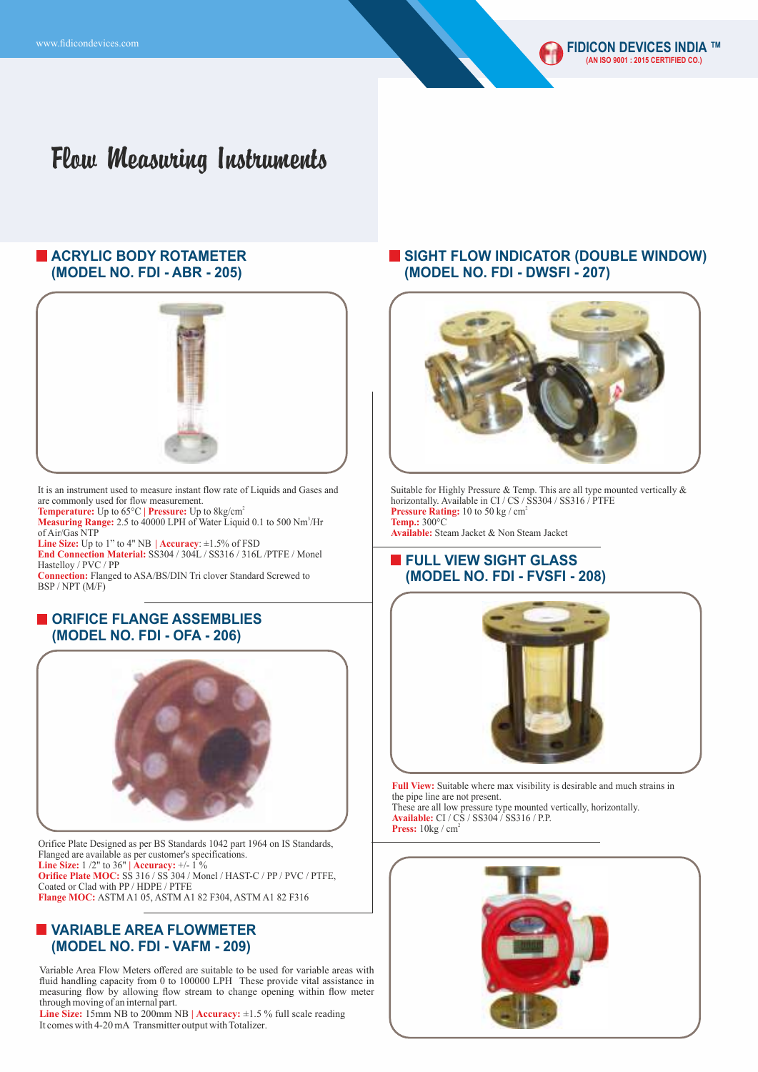# Flow Measuring Instruments

## ACRYLIC BODY ROTAMETER (MODEL NO. FDI - ABR - 205)

It is an instrument used to measure instant flow rate of Liquids and Gases and are commonly used for flow measurement.

**Temperature:** Up to 65°C | **Pressure:** Up to 8kg/cm$^2$

**Measuring Range:** 2.5 to 40000 LPH of Water Liquid 0.1 to 500 Nm$^3$/Hr of Air/Gas NTP

**Line Size:** Up to 1" to 4" NB | **Accuracy:** ±1.5% of FSD

**End Connection Material:** SS304 / 304L / SS316 / 316L /PTFE / Monel Hastelloy / PVC / PP

**Connection:** Flanged to ASA/BS/DIN Tri clover Standard Screwed to BSP / NPT (M/F)

## ORIFICE FLANGE ASSEMBLIES (MODEL NO. FDI - OFA - 206)

Orifice Plate Designed as per BS Standards 1042 part 1964 on IS Standards, Flanged are available as per customer's specifications.

**Line Size:** 1 /2" to 36" | **Accuracy:** +/- 1 %

**Orifice Plate MOC:** SS 316 / SS 304 / Monel / HAST-C / PP / PVC / PTFE, Coated or Clad with PP / HDPE / PTFE

**Flange MOC:** ASTM A1 05, ASTM A1 82 F304, ASTM A1 82 F316

## VARIABLE AREA FLOWMETER (MODEL NO. FDI - VAFM - 209)

Variable Area Flow Meters offered are suitable to be used for variable areas with fluid handling capacity from 0 to 100000 LPH These provide vital assistance in measuring flow by allowing flow stream to change opening within flow meter through moving of an internal part.

**Line Size:** 15mm NB to 200mm NB | **Accuracy:** ±1.5 % full scale reading

It comes with 4-20 mA Transmitter output with Totalizer.

## SIGHT FLOW INDICATOR (DOUBLE WINDOW) (MODEL NO. FDI - DWSFI - 207)

Suitable for Highly Pressure & Temp. This are all type mounted vertically & horizontally. Available in CI / CS / SS304 / SS316 / PTFE

**Pressure Rating:** 10 to 50 kg / cm$^2$

**Temp.:** 300°C

**Available:** Steam Jacket & Non Steam Jacket

## FULL VIEW SIGHT GLASS (MODEL NO. FDI - FVSFI - 208)

**Full View:** Suitable where max visibility is desirable and much strains in the pipe line are not present.

These are all low pressure type mounted vertically, horizontally.

**Available:** CI / CS / SS304 / SS316 / P.P.

**Press:** 10kg / cm$^2$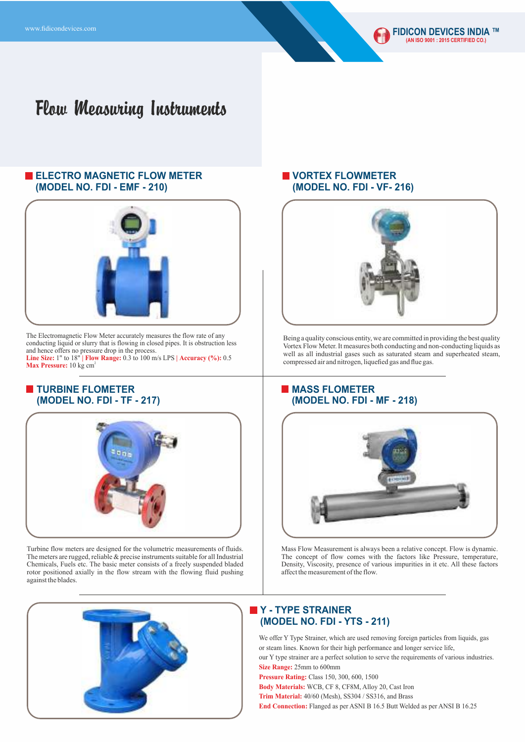# Flow Measuring Instruments

## ELECTRO MAGNETIC FLOW METER (MODEL NO. FDI - EMF - 210)

The Electromagnetic Flow Meter accurately measures the flow rate of any conducting liquid or slurry that is flowing in closed pipes. It is obstruction less and hence offers no pressure drop in the process.

**Line Size:** 1" to 18" | **Flow Range:** 0.3 to 100 m/s LPS | **Accuracy (%):** 0.5
**Max Pressure:** 10 kg $cm^2$

## VORTEX FLOWMETER (MODEL NO. FDI - VF- 216)

Being a quality conscious entity, we are committed in providing the best quality Vortex Flow Meter. It measures both conducting and non-conducting liquids as well as all industrial gases such as saturated steam and superheated steam, compressed air and nitrogen, liquefied gas and flue gas.

## TURBINE FLOMETER (MODEL NO. FDI - TF - 217)

Turbine flow meters are designed for the volumetric measurements of fluids. The meters are rugged, reliable & precise instruments suitable for all Industrial Chemicals, Fuels etc. The basic meter consists of a freely suspended bladed rotor positioned axially in the flow stream with the flowing fluid pushing against the blades.

## MASS FLOMETER (MODEL NO. FDI - MF - 218)

Mass Flow Measurement is always been a relative concept. Flow is dynamic. The concept of flow comes with the factors like Pressure, temperature, Density, Viscosity, presence of various impurities in it etc. All these factors affect the measurement of the flow.

## Y - TYPE STRAINER (MODEL NO. FDI - YTS - 211)

We offer Y Type Strainer, which are used removing foreign particles from liquids, gas or steam lines. Known for their high performance and longer service life, our Y type strainer are a perfect solution to serve the requirements of various industries.

**Size Range:** 25mm to 600mm
**Pressure Rating:** Class 150, 300, 600, 1500
**Body Materials:** WCB, CF 8, CF8M, Alloy 20, Cast Iron
**Trim Material:** 40/60 (Mesh), SS304 / SS316, and Brass
**End Connection:** Flanged as per ASNI B 16.5 Butt Welded as per ANSI B 16.25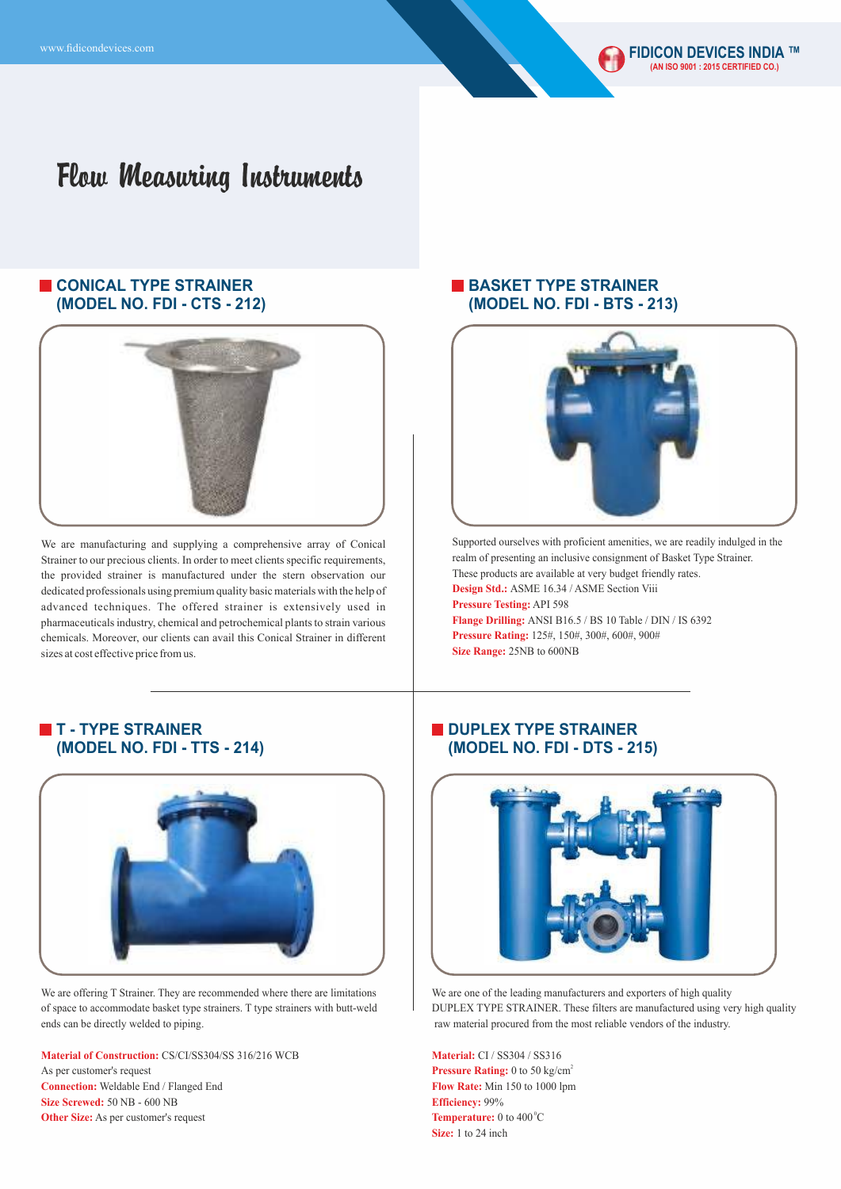# Flow Measuring Instruments

## CONICAL TYPE STRAINER (MODEL NO. FDI - CTS - 212)

We are manufacturing and supplying a comprehensive array of Conical Strainer to our precious clients. In order to meet clients specific requirements, the provided strainer is manufactured under the stern observation our dedicated professionals using premium quality basic materials with the help of advanced techniques. The offered strainer is extensively used in pharmaceuticals industry, chemical and petrochemical plants to strain various chemicals. Moreover, our clients can avail this Conical Strainer in different sizes at cost effective price from us.

## BASKET TYPE STRAINER (MODEL NO. FDI - BTS - 213)

Supported ourselves with proficient amenities, we are readily indulged in the realm of presenting an inclusive consignment of Basket Type Strainer. These products are available at very budget friendly rates.

**Design Std.:** ASME 16.34 / ASME Section Viii
**Pressure Testing:** API 598
**Flange Drilling:** ANSI B16.5 / BS 10 Table / DIN / IS 6392
**Pressure Rating:** 125#, 150#, 300#, 600#, 900#
**Size Range:** 25NB to 600NB

## T - TYPE STRAINER (MODEL NO. FDI - TTS - 214)

We are offering T Strainer. They are recommended where there are limitations of space to accommodate basket type strainers. T type strainers with butt-weld ends can be directly welded to piping.

**Material of Construction:** CS/CI/SS304/SS 316/216 WCB
As per customer's request
**Connection:** Weldable End / Flanged End
**Size Screwed:** 50 NB - 600 NB
**Other Size:** As per customer's request

## DUPLEX TYPE STRAINER (MODEL NO. FDI - DTS - 215)

We are one of the leading manufacturers and exporters of high quality DUPLEX TYPE STRAINER. These filters are manufactured using very high quality raw material procured from the most reliable vendors of the industry.

**Material:** CI / SS304 / SS316
**Pressure Rating:** 0 to 50 kg/cm$^2$
**Flow Rate:** Min 150 to 1000 lpm
**Efficiency:** 99%
**Temperature:** 0 to 400$^{\circ}$C
**Size:** 1 to 24 inch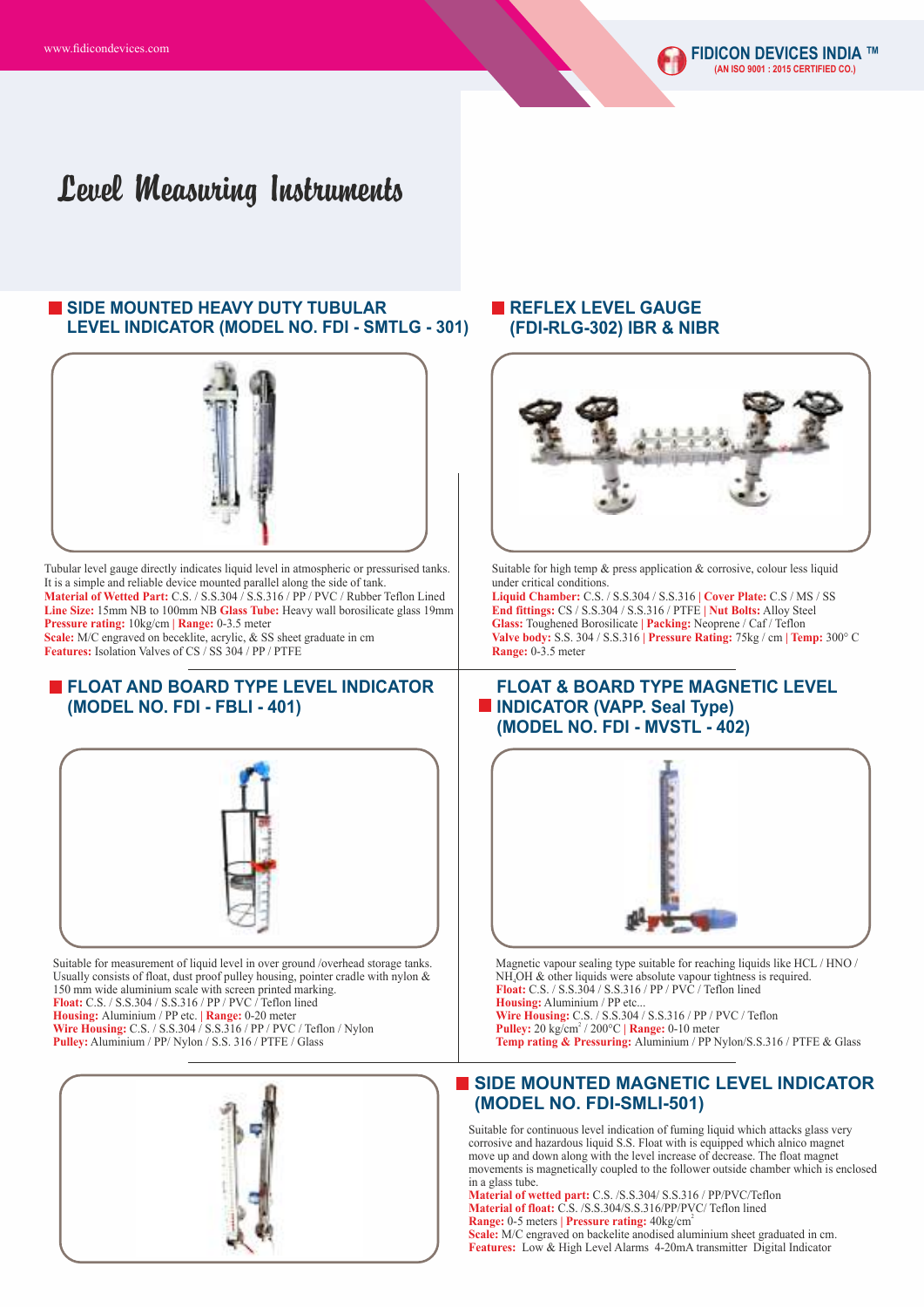# Level Measuring Instruments

## SIDE MOUNTED HEAVY DUTY TUBULAR LEVEL INDICATOR (MODEL NO. FDI - SMTLG - 301)

Tubular level gauge directly indicates liquid level in atmospheric or pressurised tanks. It is a simple and reliable device mounted parallel along the side of tank.

**Material of Wetted Part:** C.S. / S.S.304 / S.S.316 / PP / PVC / Rubber Teflon Lined
**Line Size:** 15mm NB to 100mm NB **Glass Tube:** Heavy wall borosilicate glass 19mm
**Pressure rating:** 10kg/cm | **Range:** 0-3.5 meter
**Scale:** M/C engraved on beceklite, acrylic, & SS sheet graduate in cm
**Features:** Isolation Valves of CS / SS 304 / PP / PTFE

## REFLEX LEVEL GAUGE (FDI-RLG-302) IBR & NIBR

Suitable for high temp & press application & corrosive, colour less liquid under critical conditions.

**Liquid Chamber:** C.S. / S.S.304 / S.S.316 | **Cover Plate:** C.S / MS / SS
**End fittings:** CS / S.S.304 / S.S.316 / PTFE | **Nut Bolts:** Alloy Steel
**Glass:** Toughened Borosilicate | **Packing:** Neoprene / Caf / Teflon
**Valve body:** S.S. 304 / S.S.316 | **Pressure Rating:** 75kg / cm | **Temp:** 300° C
**Range:** 0-3.5 meter

## FLOAT AND BOARD TYPE LEVEL INDICATOR (MODEL NO. FDI - FBLI - 401)

Suitable for measurement of liquid level in over ground /overhead storage tanks. Usually consists of float, dust proof pulley housing, pointer cradle with nylon & 150 mm wide aluminium scale with screen printed marking.

**Float:** C.S. / S.S.304 / S.S.316 / PP / PVC / Teflon lined
**Housing:** Aluminium / PP etc. | **Range:** 0-20 meter
**Wire Housing:** C.S. / S.S.304 / S.S.316 / PP / PVC / Teflon / Nylon
**Pulley:** Aluminium / PP/ Nylon / S.S. 316 / PTFE / Glass

## FLOAT & BOARD TYPE MAGNETIC LEVEL INDICATOR (VAPP. Seal Type) (MODEL NO. FDI - MVSTL - 402)

Magnetic vapour sealing type suitable for reaching liquids like HCL / HNO / $NH_4OH$ & other liquids were absolute vapour tightness is required.

**Float:** C.S. / S.S.304 / S.S.316 / PP / PVC / Teflon lined
**Housing:** Aluminium / PP etc...
**Wire Housing:** C.S. / S.S.304 / S.S.316 / PP / PVC / Teflon
**Pulley:** 20 kg/cm$^2$ / 200°C | **Range:** 0-10 meter
**Temp rating & Pressuring:** Aluminium / PP Nylon/S.S.316 / PTFE & Glass

## SIDE MOUNTED MAGNETIC LEVEL INDICATOR (MODEL NO. FDI-SMLI-501)

Suitable for continuous level indication of fuming liquid which attacks glass very corrosive and hazardous liquid S.S. Float with is equipped which alnico magnet move up and down along with the level increase of decrease. The float magnet movements is magnetically coupled to the follower outside chamber which is enclosed in a glass tube.

**Material of wetted part:** C.S. /S.S.304/ S.S.316 / PP/PVC/Teflon
**Material of float:** C.S. /S.S.304/S.S.316/PP/PVC/ Teflon lined
**Range:** 0-5 meters | **Pressure rating:** 40kg/cm$^2$
**Scale:** M/C engraved on backelite anodised aluminium sheet graduated in cm.
**Features:** Low & High Level Alarms 4-20mA transmitter Digital Indicator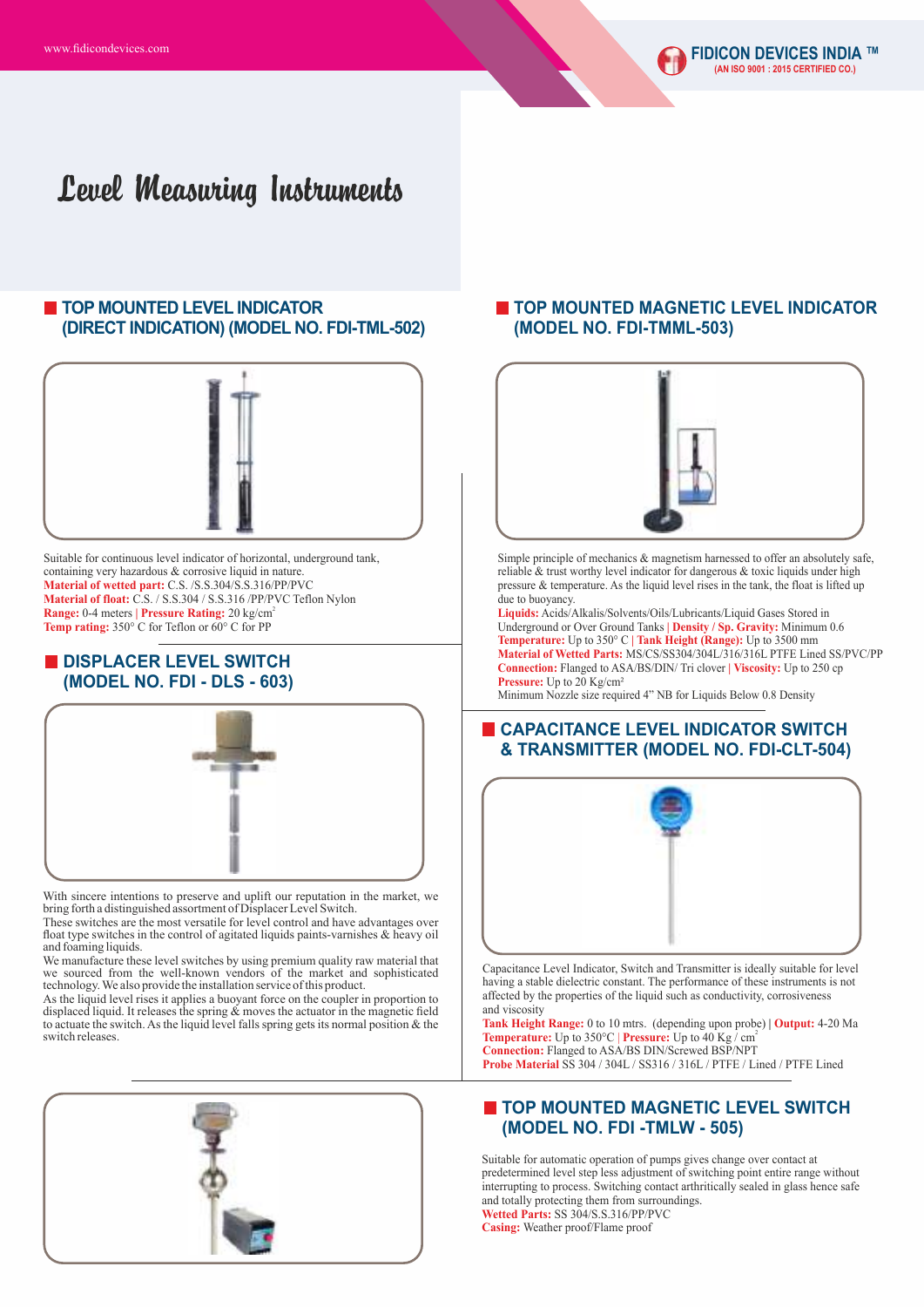# Level Measuring Instruments

## TOP MOUNTED LEVEL INDICATOR (DIRECT INDICATION) (MODEL NO. FDI-TML-502)

Suitable for continuous level indicator of horizontal, underground tank, containing very hazardous & corrosive liquid in nature.
**Material of wetted part:** C.S. /S.S.304/S.S.316/PP/PVC
**Material of float:** C.S. / S.S.304 / S.S.316 /PP/PVC Teflon Nylon
**Range:** 0-4 meters | **Pressure Rating:** 20 kg/cm$^2$
**Temp rating:** 350° C for Teflon or 60° C for PP

## DISPLACER LEVEL SWITCH (MODEL NO. FDI - DLS - 603)

With sincere intentions to preserve and uplift our reputation in the market, we bring forth a distinguished assortment of Displacer Level Switch.
These switches are the most versatile for level control and have advantages over float type switches in the control of agitated liquids paints-varnishes & heavy oil and foaming liquids.
We manufacture these level switches by using premium quality raw material that we sourced from the well-known vendors of the market and sophisticated technology. We also provide the installation service of this product.
As the liquid level rises it applies a buoyant force on the coupler in proportion to displaced liquid. It releases the spring & moves the actuator in the magnetic field to actuate the switch. As the liquid level falls spring gets its normal position & the switch releases.

## TOP MOUNTED MAGNETIC LEVEL INDICATOR (MODEL NO. FDI-TMML-503)

Simple principle of mechanics & magnetism harnessed to offer an absolutely safe, reliable & trust worthy level indicator for dangerous & toxic liquids under high pressure & temperature. As the liquid level rises in the tank, the float is lifted up due to buoyancy.
**Liquids:** Acids/Alkalis/Solvents/Oils/Lubricants/Liquid Gases Stored in Underground or Over Ground Tanks | **Density / Sp. Gravity:** Minimum 0.6
**Temperature:** Up to 350° C | **Tank Height (Range):** Up to 3500 mm
**Material of Wetted Parts:** MS/CS/SS304/304L/316/316L PTFE Lined SS/PVC/PP
**Connection:** Flanged to ASA/BS/DIN/ Tri clover | **Viscosity:** Up to 250 cp
**Pressure:** Up to 20 Kg/cm²
Minimum Nozzle size required 4" NB for Liquids Below 0.8 Density

## CAPACITANCE LEVEL INDICATOR SWITCH & TRANSMITTER (MODEL NO. FDI-CLT-504)

Capacitance Level Indicator, Switch and Transmitter is ideally suitable for level having a stable dielectric constant. The performance of these instruments is not affected by the properties of the liquid such as conductivity, corrosiveness and viscosity
**Tank Height Range:** 0 to 10 mtrs. (depending upon probe) | **Output:** 4-20 Ma
**Temperature:** Up to 350°C | **Pressure:** Up to 40 Kg / cm$^2$
**Connection:** Flanged to ASA/BS DIN/Screwed BSP/NPT
**Probe Material** SS 304 / 304L / SS316 / 316L / PTFE / Lined / PTFE Lined

## TOP MOUNTED MAGNETIC LEVEL SWITCH (MODEL NO. FDI -TMLW - 505)

Suitable for automatic operation of pumps gives change over contact at predetermined level step less adjustment of switching point entire range without interrupting to process. Switching contact arthritically sealed in glass hence safe and totally protecting them from surroundings.
**Wetted Parts:** SS 304/S.S.316/PP/PVC
**Casing:** Weather proof/Flame proof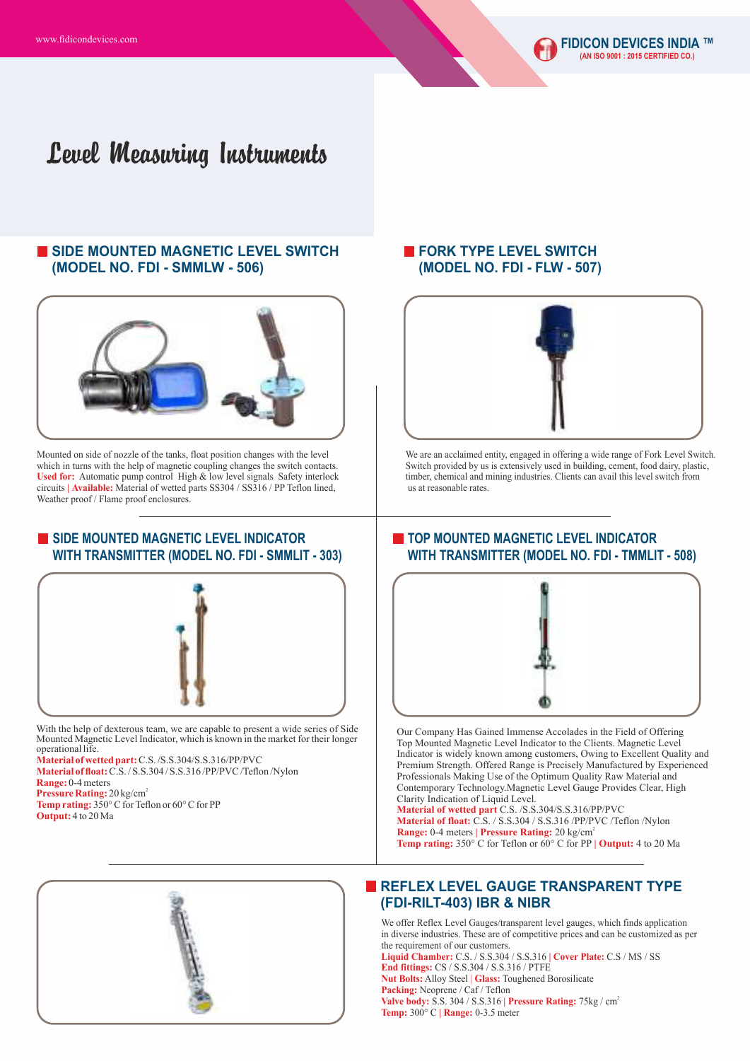# Level Measuring Instruments

## SIDE MOUNTED MAGNETIC LEVEL SWITCH (MODEL NO. FDI - SMMLW - 506)

Mounted on side of nozzle of the tanks, float position changes with the level which in turns with the help of magnetic coupling changes the switch contacts. **Used for:** Automatic pump control High & low level signals Safety interlock circuits | **Available:** Material of wetted parts SS304 / SS316 / PP Teflon lined, Weather proof / Flame proof enclosures.

## FORK TYPE LEVEL SWITCH (MODEL NO. FDI - FLW - 507)

We are an acclaimed entity, engaged in offering a wide range of Fork Level Switch. Switch provided by us is extensively used in building, cement, food dairy, plastic, timber, chemical and mining industries. Clients can avail this level switch from us at reasonable rates.

## SIDE MOUNTED MAGNETIC LEVEL INDICATOR WITH TRANSMITTER (MODEL NO. FDI - SMMLIT - 303)

With the help of dexterous team, we are capable to present a wide series of Side Mounted Magnetic Level Indicator, which is known in the market for their longer operational life.

**Material of wetted part:** C.S. /S.S.304/S.S.316/PP/PVC
**Material of float:** C.S. / S.S.304 / S.S.316 /PP/PVC /Teflon /Nylon
**Range:** 0-4 meters
**Pressure Rating:** 20 kg/cm$^2$
**Temp rating:** 350° C for Teflon or 60° C for PP
**Output:** 4 to 20 Ma

## TOP MOUNTED MAGNETIC LEVEL INDICATOR WITH TRANSMITTER (MODEL NO. FDI - TMMLIT - 508)

Our Company Has Gained Immense Accolades in the Field of Offering Top Mounted Magnetic Level Indicator to the Clients. Magnetic Level Indicator is widely known among customers, Owing to Excellent Quality and Premium Strength. Offered Range is Precisely Manufactured by Experienced Professionals Making Use of the Optimum Quality Raw Material and Contemporary Technology.Magnetic Level Gauge Provides Clear, High Clarity Indication of Liquid Level.

**Material of wetted part** C.S. /S.S.304/S.S.316/PP/PVC
**Material of float:** C.S. / S.S.304 / S.S.316 /PP/PVC /Teflon /Nylon
**Range:** 0-4 meters | **Pressure Rating:** 20 kg/cm$^2$
**Temp rating:** 350° C for Teflon or 60° C for PP | **Output:** 4 to 20 Ma

## REFLEX LEVEL GAUGE TRANSPARENT TYPE (FDI-RILT-403) IBR & NIBR

We offer Reflex Level Gauges/transparent level gauges, which finds application in diverse industries. These are of competitive prices and can be customized as per the requirement of our customers.

**Liquid Chamber:** C.S. / S.S.304 / S.S.316 | **Cover Plate:** C.S / MS / SS
**End fittings:** CS / S.S.304 / S.S.316 / PTFE
**Nut Bolts:** Alloy Steel | **Glass:** Toughened Borosilicate
**Packing:** Neoprene / Caf / Teflon
**Valve body:** S.S. 304 / S.S.316 | **Pressure Rating:** 75kg / cm$^2$
**Temp:** 300° C | **Range:** 0-3.5 meter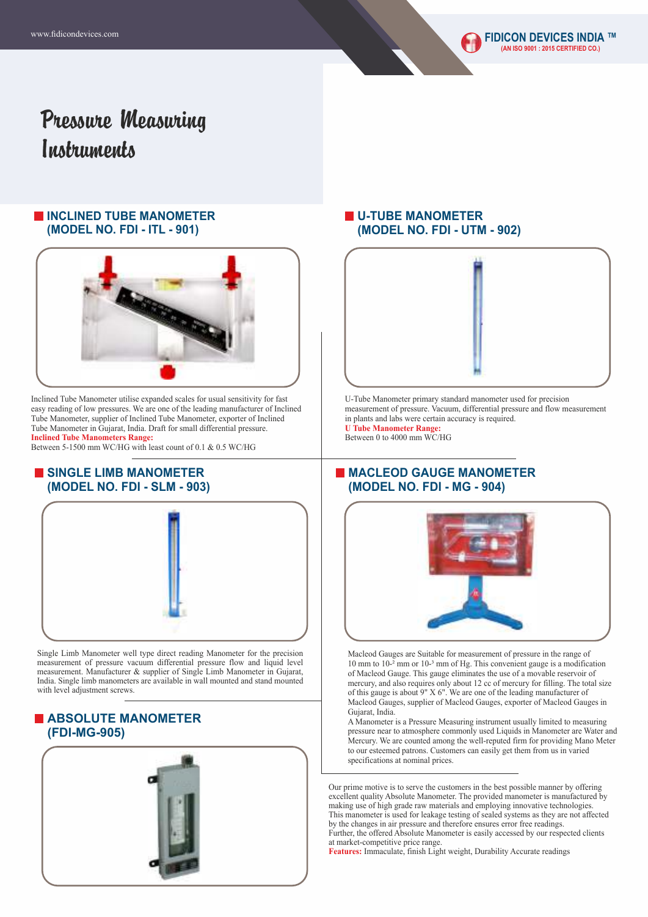# Pressure Measuring Instruments

## INCLINED TUBE MANOMETER (MODEL NO. FDI - ITL - 901)

Inclined Tube Manometer utilise expanded scales for usual sensitivity for fast easy reading of low pressures. We are one of the leading manufacturer of Inclined Tube Manometer, supplier of Inclined Tube Manometer, exporter of Inclined Tube Manometer in Gujarat, India. Draft for small differential pressure.

**Inclined Tube Manometers Range:**
Between 5-1500 mm WC/HG with least count of 0.1 & 0.5 WC/HG

## U-TUBE MANOMETER (MODEL NO. FDI - UTM - 902)

U-Tube Manometer primary standard manometer used for precision measurement of pressure. Vacuum, differential pressure and flow measurement in plants and labs were certain accuracy is required.

**U Tube Manometer Range:**
Between 0 to 4000 mm WC/HG

## SINGLE LIMB MANOMETER (MODEL NO. FDI - SLM - 903)

Single Limb Manometer well type direct reading Manometer for the precision measurement of pressure vacuum differential pressure flow and liquid level measurement. Manufacturer & supplier of Single Limb Manometer in Gujarat, India. Single limb manometers are available in wall mounted and stand mounted with level adjustment screws.

## MACLEOD GAUGE MANOMETER (MODEL NO. FDI - MG - 904)

Macleod Gauges are Suitable for measurement of pressure in the range of 10 mm to $10^{-2}$ mm or $10^{-3}$ mm of Hg. This convenient gauge is a modification of Macleod Gauge. This gauge eliminates the use of a movable reservoir of mercury, and also requires only about 12 cc of mercury for filling. The total size of this gauge is about 9" X 6". We are one of the leading manufacturer of Macleod Gauges, supplier of Macleod Gauges, exporter of Macleod Gauges in Gujarat, India.

A Manometer is a Pressure Measuring instrument usually limited to measuring pressure near to atmosphere commonly used Liquids in Manometer are Water and Mercury. We are counted among the well-reputed firm for providing Mano Meter to our esteemed patrons. Customers can easily get them from us in varied specifications at nominal prices.

## ABSOLUTE MANOMETER (FDI-MG-905)

Our prime motive is to serve the customers in the best possible manner by offering excellent quality Absolute Manometer. The provided manometer is manufactured by making use of high grade raw materials and employing innovative technologies. This manometer is used for leakage testing of sealed systems as they are not affected by the changes in air pressure and therefore ensures error free readings.
Further, the offered Absolute Manometer is easily accessed by our respected clients at market-competitive price range.

**Features:** Immaculate, finish Light weight, Durability Accurate readings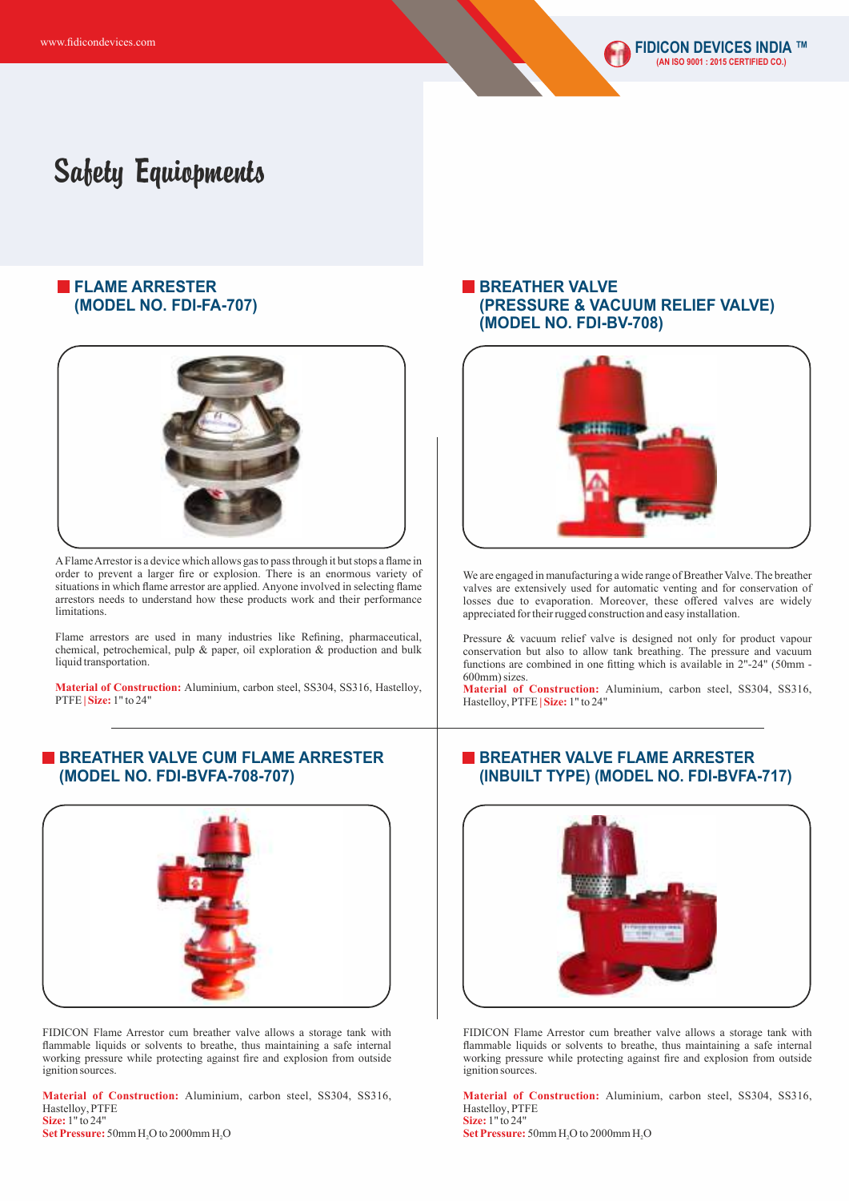# Safety Equiopments

## FLAME ARRESTER (MODEL NO. FDI-FA-707)

A Flame Arrestor is a device which allows gas to pass through it but stops a flame in order to prevent a larger fire or explosion. There is an enormous variety of situations in which flame arrestor are applied. Anyone involved in selecting flame arrestors needs to understand how these products work and their performance limitations.

Flame arrestors are used in many industries like Refining, pharmaceutical, chemical, petrochemical, pulp & paper, oil exploration & production and bulk liquid transportation.

**Material of Construction:** Aluminium, carbon steel, SS304, SS316, Hastelloy, PTFE | **Size:** 1" to 24"

## BREATHER VALVE (PRESSURE & VACUUM RELIEF VALVE) (MODEL NO. FDI-BV-708)

We are engaged in manufacturing a wide range of Breather Valve. The breather valves are extensively used for automatic venting and for conservation of losses due to evaporation. Moreover, these offered valves are widely appreciated for their rugged construction and easy installation.

Pressure & vacuum relief valve is designed not only for product vapour conservation but also to allow tank breathing. The pressure and vacuum functions are combined in one fitting which is available in 2"-24" (50mm - 600mm) sizes.

**Material of Construction:** Aluminium, carbon steel, SS304, SS316, Hastelloy, PTFE | **Size:** 1" to 24"

## BREATHER VALVE CUM FLAME ARRESTER (MODEL NO. FDI-BVFA-708-707)

FIDICON Flame Arrestor cum breather valve allows a storage tank with flammable liquids or solvents to breathe, thus maintaining a safe internal working pressure while protecting against fire and explosion from outside ignition sources.

**Material of Construction:** Aluminium, carbon steel, SS304, SS316, Hastelloy, PTFE
**Size:** 1" to 24"
**Set Pressure:** 50mm $H_2O$ to 2000mm $H_2O$

## BREATHER VALVE FLAME ARRESTER (INBUILT TYPE) (MODEL NO. FDI-BVFA-717)

FIDICON Flame Arrestor cum breather valve allows a storage tank with flammable liquids or solvents to breathe, thus maintaining a safe internal working pressure while protecting against fire and explosion from outside ignition sources.

**Material of Construction:** Aluminium, carbon steel, SS304, SS316, Hastelloy, PTFE
**Size:** 1" to 24"
**Set Pressure:** 50mm $H_2O$ to 2000mm $H_2O$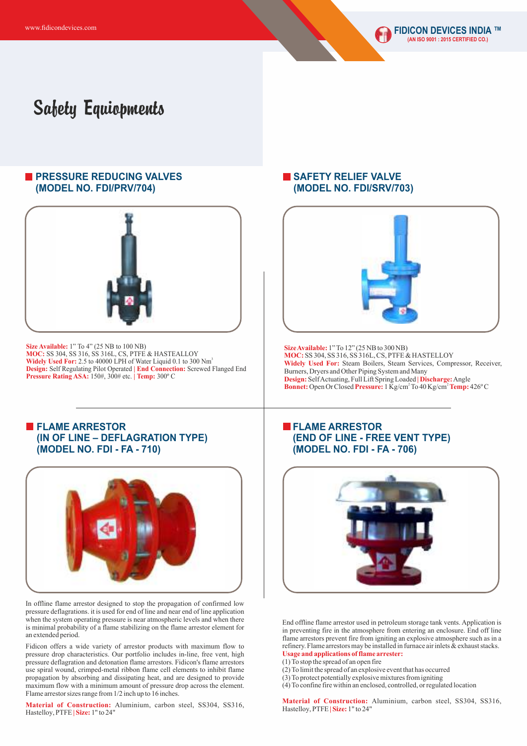# Safety Equiopments

## PRESSURE REDUCING VALVES (MODEL NO. FDI/PRV/704)

**Size Available:** 1" To 4" (25 NB to 100 NB)
**MOC:** SS 304, SS 316, SS 316L, CS, PTFE & HASTEALLOY
**Widely Used For:** 2.5 to 40000 LPH of Water Liquid 0.1 to 300 $Nm^3$
**Design:** Self Regulating Pilot Operated | **End Connection:** Screwed Flanged End
**Pressure Rating ASA:** 150#, 300# etc. | **Temp:** 300° C

## SAFETY RELIEF VALVE (MODEL NO. FDI/SRV/703)

**Size Available:** 1" To 12" (25 NB to 300 NB)
**MOC:** SS 304, SS 316, SS 316L, CS, PTFE & HASTELLOY
**Widely Used For:** Steam Boilers, Steam Services, Compressor, Receiver, Burners, Dryers and Other Piping System and Many
**Design:** Self Actuating, Full Lift Spring Loaded | **Discharge:** Angle
**Bonnet:** Open Or Closed **Pressure:** 1 $Kg/cm^2$ To 40 $Kg/cm^2$ **Temp:** 426° C

## FLAME ARRESTOR (IN OF LINE – DEFLAGRATION TYPE) (MODEL NO. FDI - FA - 710)

In offline flame arrestor designed to stop the propagation of confirmed low pressure deflagrations. it is used for end of line and near end of line application when the system operating pressure is near atmospheric levels and when there is minimal probability of a flame stabilizing on the flame arrestor element for an extended period.

Fidicon offers a wide variety of arrestor products with maximum flow to pressure drop characteristics. Our portfolio includes in-line, free vent, high pressure deflagration and detonation flame arrestors. Fidicon's flame arrestors use spiral wound, crimped-metal ribbon flame cell elements to inhibit flame propagation by absorbing and dissipating heat, and are designed to provide maximum flow with a minimum amount of pressure drop across the element. Flame arrestor sizes range from 1/2 inch up to 16 inches.

**Material of Construction:** Aluminium, carbon steel, SS304, SS316, Hastelloy, PTFE | **Size:** 1" to 24"

## FLAME ARRESTOR (END OF LINE - FREE VENT TYPE) (MODEL NO. FDI - FA - 706)

End offline flame arrestor used in petroleum storage tank vents. Application is in preventing fire in the atmosphere from entering an enclosure. End off line flame arrestors prevent fire from igniting an explosive atmosphere such as in a refinery. Flame arrestors may be installed in furnace air inlets & exhaust stacks.

**Usage and applications of flame arrester:**

(1) To stop the spread of an open fire
(2) To limit the spread of an explosive event that has occurred
(3) To protect potentially explosive mixtures from igniting
(4) To confine fire within an enclosed, controlled, or regulated location

**Material of Construction:** Aluminium, carbon steel, SS304, SS316, Hastelloy, PTFE | **Size:** 1" to 24"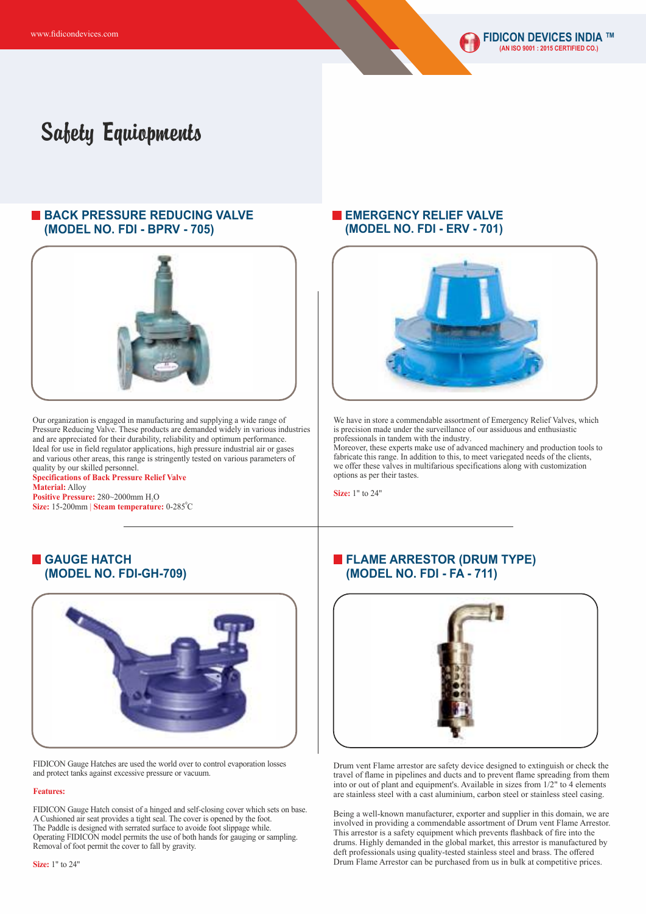# Safety Equiopments

## BACK PRESSURE REDUCING VALVE (MODEL NO. FDI - BPRV - 705)

Our organization is engaged in manufacturing and supplying a wide range of Pressure Reducing Valve. These products are demanded widely in various industries and are appreciated for their durability, reliability and optimum performance. Ideal for use in field regulator applications, high pressure industrial air or gases and various other areas, this range is stringently tested on various parameters of quality by our skilled personnel.

**Specifications of Back Pressure Relief Valve**

**Material:** Alloy

**Positive Pressure:** 280~2000mm $H_2O$

**Size:** 15-200mm | **Steam temperature:** 0-285°C

## EMERGENCY RELIEF VALVE (MODEL NO. FDI - ERV - 701)

We have in store a commendable assortment of Emergency Relief Valves, which is precision made under the surveillance of our assiduous and enthusiastic professionals in tandem with the industry.

Moreover, these experts make use of advanced machinery and production tools to fabricate this range. In addition to this, to meet variegated needs of the clients, we offer these valves in multifarious specifications along with customization options as per their tastes.

**Size:** 1" to 24"

## GAUGE HATCH (MODEL NO. FDI-GH-709)

FIDICON Gauge Hatches are used the world over to control evaporation losses and protect tanks against excessive pressure or vacuum.

**Features:**

FIDICON Gauge Hatch consist of a hinged and self-closing cover which sets on base. A Cushioned air seat provides a tight seal. The cover is opened by the foot. The Paddle is designed with serrated surface to avoide foot slippage while. Operating FIDICON model permits the use of both hands for gauging or sampling. Removal of foot permit the cover to fall by gravity.

**Size:** 1" to 24"

## FLAME ARRESTOR (DRUM TYPE) (MODEL NO. FDI - FA - 711)

Drum vent Flame arrestor are safety device designed to extinguish or check the travel of flame in pipelines and ducts and to prevent flame spreading from them into or out of plant and equipment's. Available in sizes from 1/2" to 4 elements are stainless steel with a cast aluminium, carbon steel or stainless steel casing.

Being a well-known manufacturer, exporter and supplier in this domain, we are involved in providing a commendable assortment of Drum vent Flame Arrestor. This arrestor is a safety equipment which prevents flashback of fire into the drums. Highly demanded in the global market, this arrestor is manufactured by deft professionals using quality-tested stainless steel and brass. The offered Drum Flame Arrestor can be purchased from us in bulk at competitive prices.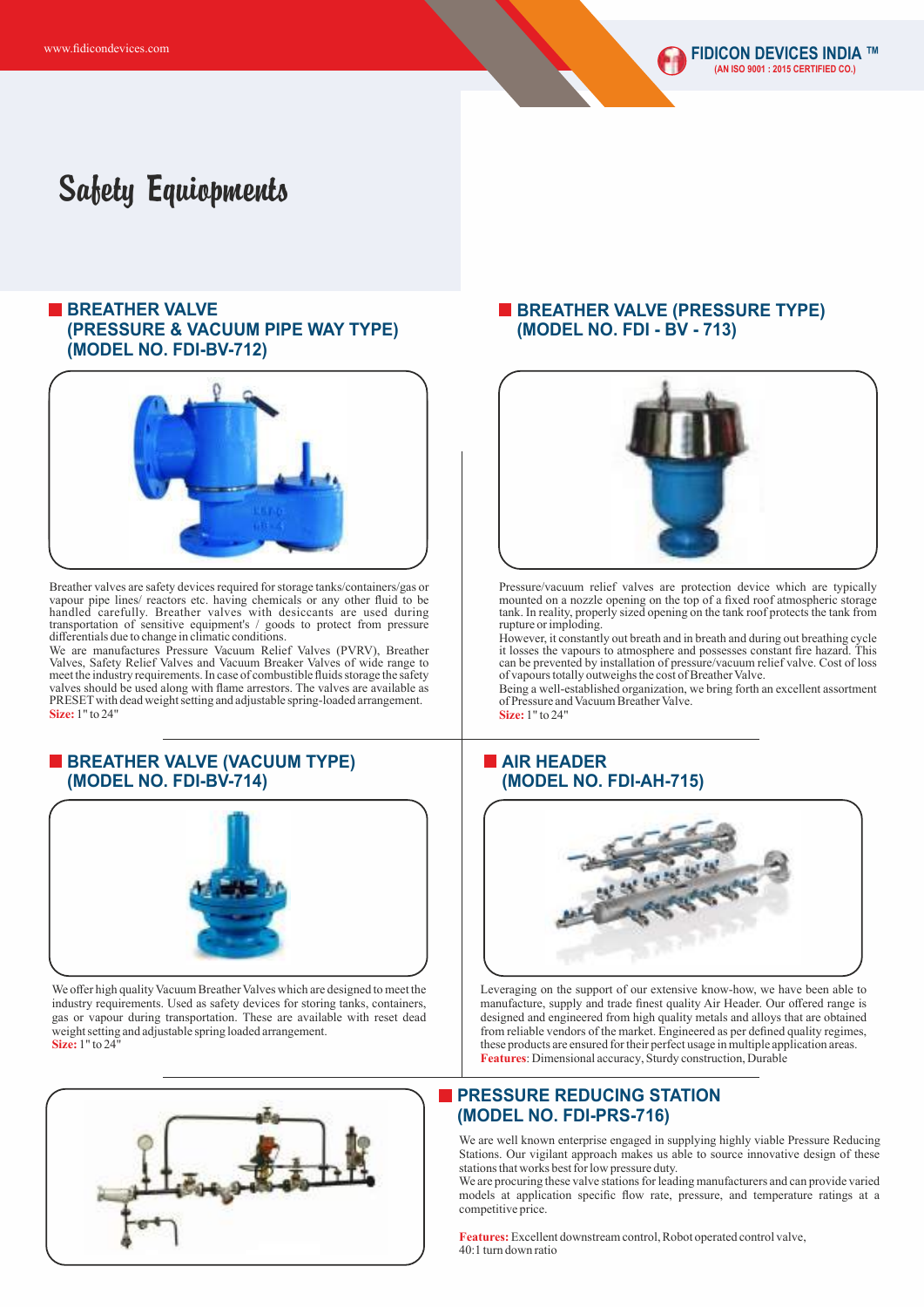# Safety Equiopments

## BREATHER VALVE (PRESSURE & VACUUM PIPE WAY TYPE) (MODEL NO. FDI-BV-712)

Breather valves are safety devices required for storage tanks/containers/gas or vapour pipe lines/ reactors etc. having chemicals or any other fluid to be handled carefully. Breather valves with desiccants are used during transportation of sensitive equipment's / goods to protect from pressure differentials due to change in climatic conditions.

We are manufactures Pressure Vacuum Relief Valves (PVRV), Breather Valves, Safety Relief Valves and Vacuum Breaker Valves of wide range to meet the industry requirements. In case of combustible fluids storage the safety valves should be used along with flame arrestors. The valves are available as PRESET with dead weight setting and adjustable spring-loaded arrangement.

**Size:** 1" to 24"

## BREATHER VALVE (PRESSURE TYPE) (MODEL NO. FDI - BV - 713)

Pressure/vacuum relief valves are protection device which are typically mounted on a nozzle opening on the top of a fixed roof atmospheric storage tank. In reality, properly sized opening on the tank roof protects the tank from rupture or imploding.

However, it constantly out breath and in breath and during out breathing cycle it losses the vapours to atmosphere and possesses constant fire hazard. This can be prevented by installation of pressure/vacuum relief valve. Cost of loss of vapours totally outweighs the cost of Breather Valve.

Being a well-established organization, we bring forth an excellent assortment of Pressure and Vacuum Breather Valve.

**Size:** 1" to 24"

## BREATHER VALVE (VACUUM TYPE) (MODEL NO. FDI-BV-714)

We offer high quality Vacuum Breather Valves which are designed to meet the industry requirements. Used as safety devices for storing tanks, containers, gas or vapour during transportation. These are available with reset dead weight setting and adjustable spring loaded arrangement.

**Size:** 1" to 24"

## AIR HEADER (MODEL NO. FDI-AH-715)

Leveraging on the support of our extensive know-how, we have been able to manufacture, supply and trade finest quality Air Header. Our offered range is designed and engineered from high quality metals and alloys that are obtained from reliable vendors of the market. Engineered as per defined quality regimes, these products are ensured for their perfect usage in multiple application areas.

**Features**: Dimensional accuracy, Sturdy construction, Durable

## PRESSURE REDUCING STATION (MODEL NO. FDI-PRS-716)

We are well known enterprise engaged in supplying highly viable Pressure Reducing Stations. Our vigilant approach makes us able to source innovative design of these stations that works best for low pressure duty.

We are procuring these valve stations for leading manufacturers and can provide varied models at application specific flow rate, pressure, and temperature ratings at a competitive price.

**Features:** Excellent downstream control, Robot operated control valve, 40:1 turn down ratio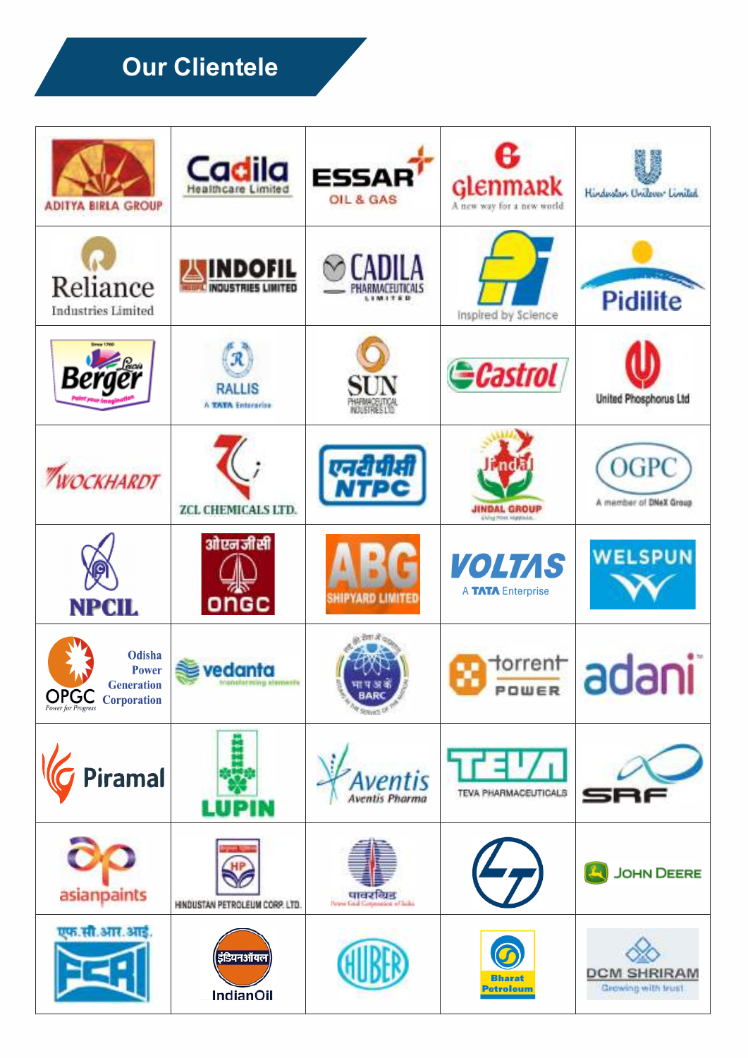# Our Clientele

| | | | | |
|---|---|---|---|---|
| ADITYA BIRLA GROUP | Cadila Healthcare Limited | ESSAR OIL & GAS | Glenmark A new way for a new world | Hindustan Unilever Limited |
| Reliance Industries Limited | INDOFIL INDUSTRIES LIMITED | CADILA PHARMACEUTICALS LIMITED | Inspired by Science | Pidilite |
| Berger Paint your imagination | RALLIS A TATA Enterprise | SUN PHARMACEUTICAL INDUSTRIES LTD. | Castrol | United Phosphorus Ltd |
| WOCKHARDT | ZCL CHEMICALS LTD. | एनटीपीसी NTPC | JINDAL GROUP | OGPC A member of DNeX Group |
| NPCIL | ओएनजीसी ONGC | ABG SHIPYARD LIMITED | VOLTAS A TATA Enterprise | WELSPUN |
| OPGC Power for Progress Odisha Power Generation Corporation | vedanta transforming elements | भा प अ कें BARC | torrent POWER | adani |
| Piramal | LUPIN | Aventis Aventis Pharma | TEVA PHARMACEUTICALS | SRF |
| asianpaints | HINDUSTAN PETROLEUM CORP. LTD. | पावरग्रिड Power Grid Corporation of India | L&T | JOHN DEERE |
| एफ.सी.आर.आई. FCRI | इंडियनऑयल IndianOil | HUBER | Bharat Petroleum | DCM SHRIRAM Growing with trust |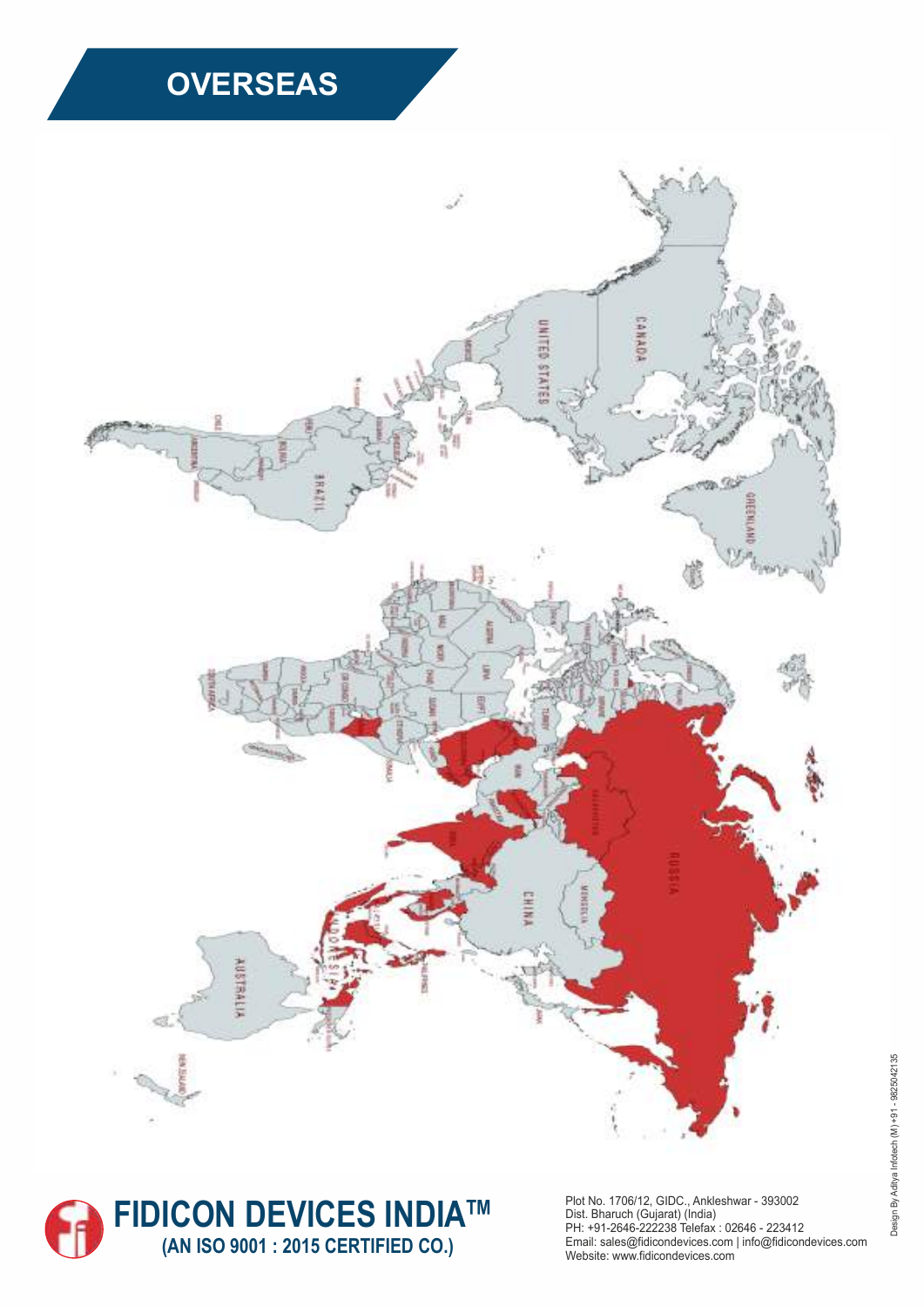# OVERSEAS

UNITED STATES

CANADA

GREENLAND

BRAZIL

RUSSIA

CHINA

MONGOLIA

KAZAKHSTAN

AUSTRALIA

INDONESIA

## FIDICON DEVICES INDIA™

**(AN ISO 9001 : 2015 CERTIFIED CO.)**

Plot No. 1706/12, GIDC., Ankleshwar - 393002
Dist. Bharuch (Gujarat) (India)
PH: +91-2646-222238 Telefax : 02646 - 223412
Email: sales@fidicondevices.com | info@fidicondevices.com
Website: www.fidicondevices.com

Design By Aditya Infotech (M) +91 - 9825042135